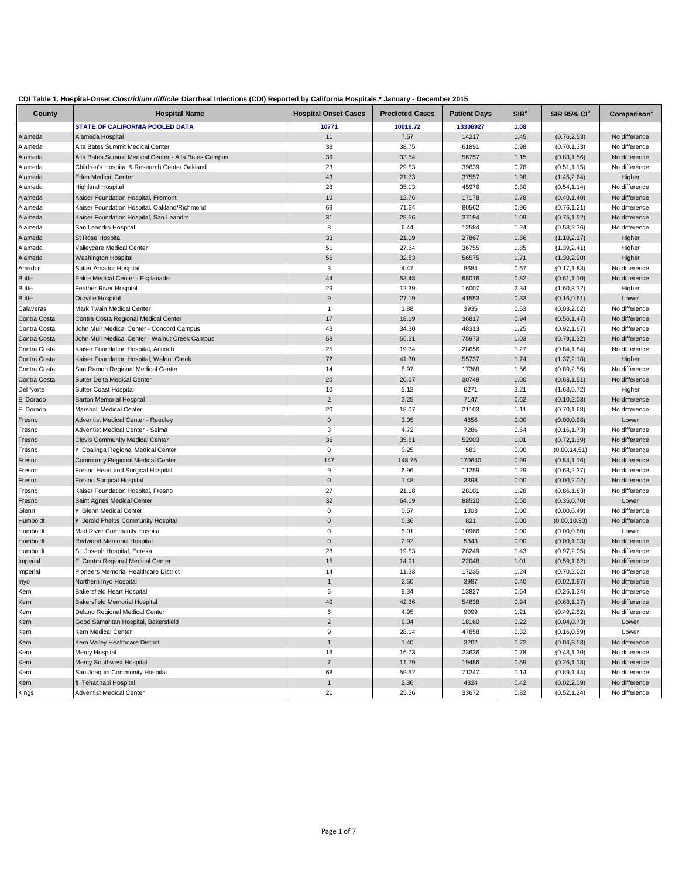**CDI Table 1. Hospital-Onset *Clostridium difficile* Diarrheal Infections (CDI) Reported by California Hospitals,\* January - December 2015**

| County | Hospital Name | Hospital Onset Cases | Predicted Cases | Patient Days | SIR[a] | SIR 95% CI[b] | Comparison[c] |
|---|---|---|---|---|---|---|---|
| | **STATE OF CALIFORNIA POOLED DATA** | **10771** | **10016.72** | **13306927** | **1.08** | | |
| Alameda | Alameda Hospital | 11 | 7.57 | 14217 | 1.45 | (0.76,2.53) | No difference |
| Alameda | Alta Bates Summit Medical Center | 38 | 38.75 | 61891 | 0.98 | (0.70,1.33) | No difference |
| Alameda | Alta Bates Summit Medical Center - Alta Bates Campus | 39 | 33.84 | 56757 | 1.15 | (0.83,1.56) | No difference |
| Alameda | Children's Hospital & Research Center Oakland | 23 | 29.53 | 39639 | 0.78 | (0.51,1.15) | No difference |
| Alameda | Eden Medical Center | 43 | 21.73 | 37557 | 1.98 | (1.45,2.64) | Higher |
| Alameda | Highland Hospital | 28 | 35.13 | 45976 | 0.80 | (0.54,1.14) | No difference |
| Alameda | Kaiser Foundation Hospital, Fremont | 10 | 12.76 | 17178 | 0.78 | (0.40,1.40) | No difference |
| Alameda | Kaiser Foundation Hospital, Oakland/Richmond | 69 | 71.64 | 80562 | 0.96 | (0.76,1.21) | No difference |
| Alameda | Kaiser Foundation Hospital, San Leandro | 31 | 28.56 | 37194 | 1.09 | (0.75,1.52) | No difference |
| Alameda | San Leandro Hospital | 8 | 6.44 | 12584 | 1.24 | (0.58,2.36) | No difference |
| Alameda | St Rose Hospital | 33 | 21.09 | 27867 | 1.56 | (1.10,2.17) | Higher |
| Alameda | Valleycare Medical Center | 51 | 27.64 | 36755 | 1.85 | (1.39,2.41) | Higher |
| Alameda | Washington Hospital | 56 | 32.83 | 56575 | 1.71 | (1.30,2.20) | Higher |
| Amador | Sutter Amador Hospital | 3 | 4.47 | 8684 | 0.67 | (0.17,1.83) | No difference |
| Butte | Enloe Medical Center - Esplanade | 44 | 53.48 | 68016 | 0.82 | (0.61,1.10) | No difference |
| Butte | Feather River Hospital | 29 | 12.39 | 16007 | 2.34 | (1.60,3.32) | Higher |
| Butte | Oroville Hospital | 9 | 27.19 | 41553 | 0.33 | (0.16,0.61) | Lower |
| Calaveras | Mark Twain Medical Center | 1 | 1.88 | 3935 | 0.53 | (0.03,2.62) | No difference |
| Contra Costa | Contra Costa Regional Medical Center | 17 | 18.19 | 36817 | 0.94 | (0.56,1.47) | No difference |
| Contra Costa | John Muir Medical Center - Concord Campus | 43 | 34.30 | 48313 | 1.25 | (0.92,1.67) | No difference |
| Contra Costa | John Muir Medical Center - Walnut Creek Campus | 58 | 56.31 | 75973 | 1.03 | (0.79,1.32) | No difference |
| Contra Costa | Kaiser Foundation Hospital, Antioch | 25 | 19.74 | 28656 | 1.27 | (0.84,1.84) | No difference |
| Contra Costa | Kaiser Foundation Hospital, Walnut Creek | 72 | 41.30 | 55737 | 1.74 | (1.37,2.18) | Higher |
| Contra Costa | San Ramon Regional Medical Center | 14 | 8.97 | 17368 | 1.56 | (0.89,2.56) | No difference |
| Contra Costa | Sutter Delta Medical Center | 20 | 20.07 | 30749 | 1.00 | (0.63,1.51) | No difference |
| Del Norte | Sutter Coast Hospital | 10 | 3.12 | 6271 | 3.21 | (1.63,5.72) | Higher |
| El Dorado | Barton Memorial Hospital | 2 | 3.25 | 7147 | 0.62 | (0.10,2.03) | No difference |
| El Dorado | Marshall Medical Center | 20 | 18.07 | 21103 | 1.11 | (0.70,1.68) | No difference |
| Fresno | Adventist Medical Center - Reedley | 0 | 3.05 | 4856 | 0.00 | (0.00,0.98) | Lower |
| Fresno | Adventist Medical Center - Selma | 3 | 4.72 | 7286 | 0.64 | (0.16,1.73) | No difference |
| Fresno | Clovis Community Medical Center | 36 | 35.61 | 52903 | 1.01 | (0.72,1.39) | No difference |
| Fresno | ¥ Coalinga Regional Medical Center | 0 | 0.25 | 583 | 0.00 | (0.00,14.51) | No difference |
| Fresno | Community Regional Medical Center | 147 | 148.75 | 170640 | 0.99 | (0.84,1.16) | No difference |
| Fresno | Fresno Heart and Surgical Hospital | 9 | 6.96 | 11259 | 1.29 | (0.63,2.37) | No difference |
| Fresno | Fresno Surgical Hospital | 0 | 1.48 | 3398 | 0.00 | (0.00,2.02) | No difference |
| Fresno | Kaiser Foundation Hospital, Fresno | 27 | 21.18 | 28101 | 1.28 | (0.86,1.83) | No difference |
| Fresno | Saint Agnes Medical Center | 32 | 64.09 | 88520 | 0.50 | (0.35,0.70) | Lower |
| Glenn | ¥ Glenn Medical Center | 0 | 0.57 | 1303 | 0.00 | (0.00,6.49) | No difference |
| Humboldt | ¥ Jerold Phelps Community Hospital | 0 | 0.36 | 821 | 0.00 | (0.00,10.30) | No difference |
| Humboldt | Mad River Community Hospital | 0 | 5.01 | 10966 | 0.00 | (0.00,0.60) | Lower |
| Humboldt | Redwood Memorial Hospital | 0 | 2.92 | 5343 | 0.00 | (0.00,1.03) | No difference |
| Humboldt | St. Joseph Hospital, Eureka | 28 | 19.53 | 28249 | 1.43 | (0.97,2.05) | No difference |
| Imperial | El Centro Regional Medical Center | 15 | 14.91 | 22048 | 1.01 | (0.59,1.62) | No difference |
| Imperial | Pioneers Memorial Healthcare District | 14 | 11.33 | 17235 | 1.24 | (0.70,2.02) | No difference |
| Inyo | Northern Inyo Hospital | 1 | 2.50 | 3987 | 0.40 | (0.02,1.97) | No difference |
| Kern | Bakersfield Heart Hospital | 6 | 9.34 | 13827 | 0.64 | (0.26,1.34) | No difference |
| Kern | Bakersfield Memorial Hospital | 40 | 42.36 | 54838 | 0.94 | (0.68,1.27) | No difference |
| Kern | Delano Regional Medical Center | 6 | 4.95 | 9099 | 1.21 | (0.49,2.52) | No difference |
| Kern | Good Samaritan Hospital, Bakersfield | 2 | 9.04 | 18160 | 0.22 | (0.04,0.73) | Lower |
| Kern | Kern Medical Center | 9 | 28.14 | 47858 | 0.32 | (0.16,0.59) | Lower |
| Kern | Kern Valley Healthcare District | 1 | 1.40 | 3202 | 0.72 | (0.04,3.53) | No difference |
| Kern | Mercy Hospital | 13 | 16.73 | 23636 | 0.78 | (0.43,1.30) | No difference |
| Kern | Mercy Southwest Hospital | 7 | 11.79 | 19486 | 0.59 | (0.26,1.18) | No difference |
| Kern | San Joaquin Community Hospital | 68 | 59.52 | 71247 | 1.14 | (0.89,1.44) | No difference |
| Kern | ¶ Tehachapi Hospital | 1 | 2.36 | 4324 | 0.42 | (0.02,2.09) | No difference |
| Kings | Adventist Medical Center | 21 | 25.56 | 33672 | 0.82 | (0.52,1.24) | No difference |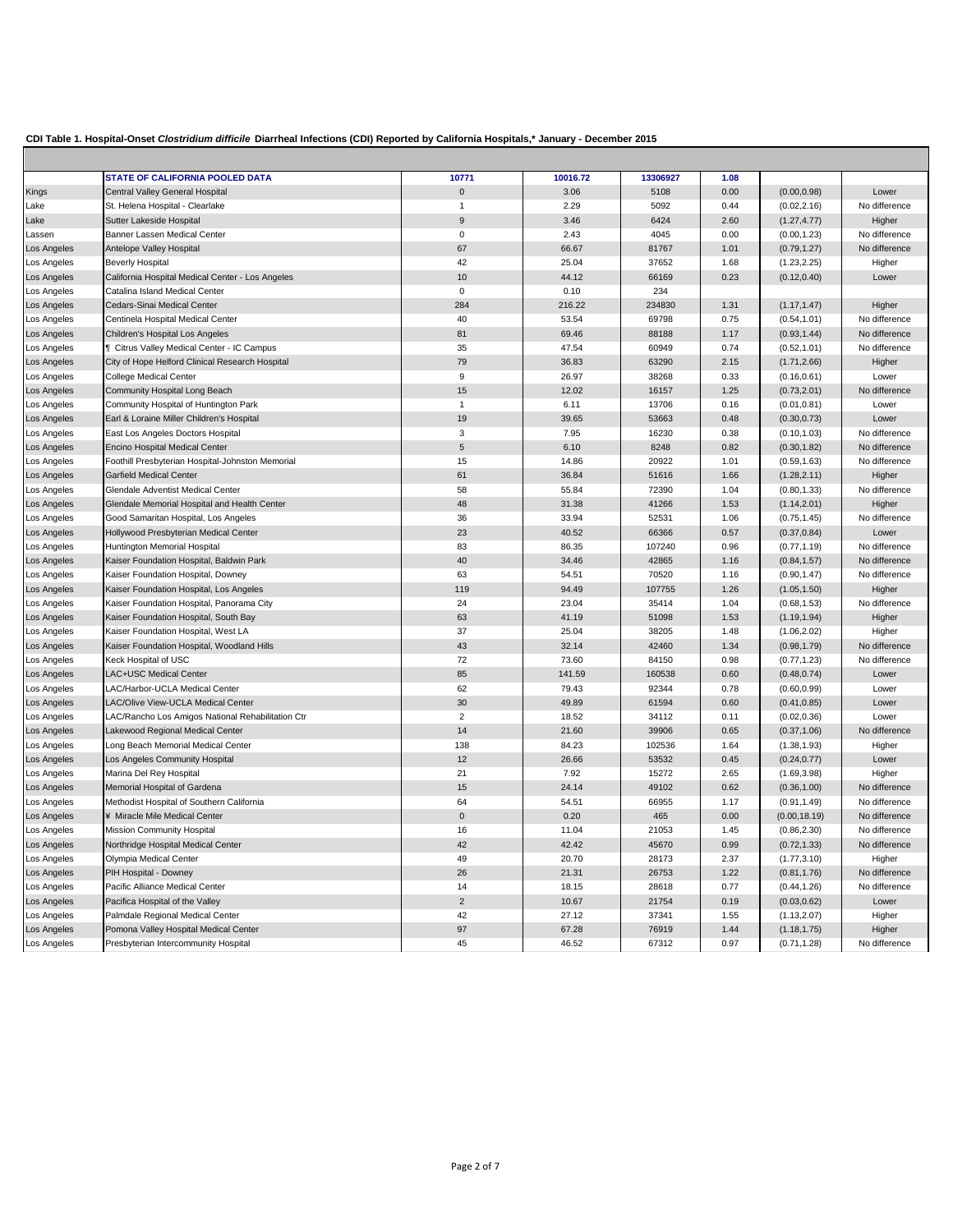**CDI Table 1. Hospital-Onset *Clostridium difficile* Diarrheal Infections (CDI) Reported by California Hospitals,* January - December 2015**

| | | | | | | | |
|---|---|---|---|---|---|---|---|
| | **STATE OF CALIFORNIA POOLED DATA** | **10771** | **10016.72** | **13306927** | **1.08** | | |
| Kings | Central Valley General Hospital | 0 | 3.06 | 5108 | 0.00 | (0.00,0.98) | Lower |
| Lake | St. Helena Hospital - Clearlake | 1 | 2.29 | 5092 | 0.44 | (0.02,2.16) | No difference |
| Lake | Sutter Lakeside Hospital | 9 | 3.46 | 6424 | 2.60 | (1.27,4.77) | Higher |
| Lassen | Banner Lassen Medical Center | 0 | 2.43 | 4045 | 0.00 | (0.00,1.23) | No difference |
| Los Angeles | Antelope Valley Hospital | 67 | 66.67 | 81767 | 1.01 | (0.79,1.27) | No difference |
| Los Angeles | Beverly Hospital | 42 | 25.04 | 37652 | 1.68 | (1.23,2.25) | Higher |
| Los Angeles | California Hospital Medical Center - Los Angeles | 10 | 44.12 | 66169 | 0.23 | (0.12,0.40) | Lower |
| Los Angeles | Catalina Island Medical Center | 0 | 0.10 | 234 | | | |
| Los Angeles | Cedars-Sinai Medical Center | 284 | 216.22 | 234830 | 1.31 | (1.17,1.47) | Higher |
| Los Angeles | Centinela Hospital Medical Center | 40 | 53.54 | 69798 | 0.75 | (0.54,1.01) | No difference |
| Los Angeles | Children's Hospital Los Angeles | 81 | 69.46 | 88188 | 1.17 | (0.93,1.44) | No difference |
| Los Angeles | ¶ Citrus Valley Medical Center - IC Campus | 35 | 47.54 | 60949 | 0.74 | (0.52,1.01) | No difference |
| Los Angeles | City of Hope Helford Clinical Research Hospital | 79 | 36.83 | 63290 | 2.15 | (1.71,2.66) | Higher |
| Los Angeles | College Medical Center | 9 | 26.97 | 38268 | 0.33 | (0.16,0.61) | Lower |
| Los Angeles | Community Hospital Long Beach | 15 | 12.02 | 16157 | 1.25 | (0.73,2.01) | No difference |
| Los Angeles | Community Hospital of Huntington Park | 1 | 6.11 | 13706 | 0.16 | (0.01,0.81) | Lower |
| Los Angeles | Earl & Loraine Miller Children's Hospital | 19 | 39.65 | 53663 | 0.48 | (0.30,0.73) | Lower |
| Los Angeles | East Los Angeles Doctors Hospital | 3 | 7.95 | 16230 | 0.38 | (0.10,1.03) | No difference |
| Los Angeles | Encino Hospital Medical Center | 5 | 6.10 | 8248 | 0.82 | (0.30,1.82) | No difference |
| Los Angeles | Foothill Presbyterian Hospital-Johnston Memorial | 15 | 14.86 | 20922 | 1.01 | (0.59,1.63) | No difference |
| Los Angeles | Garfield Medical Center | 61 | 36.84 | 51616 | 1.66 | (1.28,2.11) | Higher |
| Los Angeles | Glendale Adventist Medical Center | 58 | 55.84 | 72390 | 1.04 | (0.80,1.33) | No difference |
| Los Angeles | Glendale Memorial Hospital and Health Center | 48 | 31.38 | 41266 | 1.53 | (1.14,2.01) | Higher |
| Los Angeles | Good Samaritan Hospital, Los Angeles | 36 | 33.94 | 52531 | 1.06 | (0.75,1.45) | No difference |
| Los Angeles | Hollywood Presbyterian Medical Center | 23 | 40.52 | 66366 | 0.57 | (0.37,0.84) | Lower |
| Los Angeles | Huntington Memorial Hospital | 83 | 86.35 | 107240 | 0.96 | (0.77,1.19) | No difference |
| Los Angeles | Kaiser Foundation Hospital, Baldwin Park | 40 | 34.46 | 42865 | 1.16 | (0.84,1.57) | No difference |
| Los Angeles | Kaiser Foundation Hospital, Downey | 63 | 54.51 | 70520 | 1.16 | (0.90,1.47) | No difference |
| Los Angeles | Kaiser Foundation Hospital, Los Angeles | 119 | 94.49 | 107755 | 1.26 | (1.05,1.50) | Higher |
| Los Angeles | Kaiser Foundation Hospital, Panorama City | 24 | 23.04 | 35414 | 1.04 | (0.68,1.53) | No difference |
| Los Angeles | Kaiser Foundation Hospital, South Bay | 63 | 41.19 | 51098 | 1.53 | (1.19,1.94) | Higher |
| Los Angeles | Kaiser Foundation Hospital, West LA | 37 | 25.04 | 38205 | 1.48 | (1.06,2.02) | Higher |
| Los Angeles | Kaiser Foundation Hospital, Woodland Hills | 43 | 32.14 | 42460 | 1.34 | (0.98,1.79) | No difference |
| Los Angeles | Keck Hospital of USC | 72 | 73.60 | 84150 | 0.98 | (0.77,1.23) | No difference |
| Los Angeles | LAC+USC Medical Center | 85 | 141.59 | 160538 | 0.60 | (0.48,0.74) | Lower |
| Los Angeles | LAC/Harbor-UCLA Medical Center | 62 | 79.43 | 92344 | 0.78 | (0.60,0.99) | Lower |
| Los Angeles | LAC/Olive View-UCLA Medical Center | 30 | 49.89 | 61594 | 0.60 | (0.41,0.85) | Lower |
| Los Angeles | LAC/Rancho Los Amigos National Rehabilitation Ctr | 2 | 18.52 | 34112 | 0.11 | (0.02,0.36) | Lower |
| Los Angeles | Lakewood Regional Medical Center | 14 | 21.60 | 39906 | 0.65 | (0.37,1.06) | No difference |
| Los Angeles | Long Beach Memorial Medical Center | 138 | 84.23 | 102536 | 1.64 | (1.38,1.93) | Higher |
| Los Angeles | Los Angeles Community Hospital | 12 | 26.66 | 53532 | 0.45 | (0.24,0.77) | Lower |
| Los Angeles | Marina Del Rey Hospital | 21 | 7.92 | 15272 | 2.65 | (1.69,3.98) | Higher |
| Los Angeles | Memorial Hospital of Gardena | 15 | 24.14 | 49102 | 0.62 | (0.36,1.00) | No difference |
| Los Angeles | Methodist Hospital of Southern California | 64 | 54.51 | 66955 | 1.17 | (0.91,1.49) | No difference |
| Los Angeles | ¥ Miracle Mile Medical Center | 0 | 0.20 | 465 | 0.00 | (0.00,18.19) | No difference |
| Los Angeles | Mission Community Hospital | 16 | 11.04 | 21053 | 1.45 | (0.86,2.30) | No difference |
| Los Angeles | Northridge Hospital Medical Center | 42 | 42.42 | 45670 | 0.99 | (0.72,1.33) | No difference |
| Los Angeles | Olympia Medical Center | 49 | 20.70 | 28173 | 2.37 | (1.77,3.10) | Higher |
| Los Angeles | PIH Hospital - Downey | 26 | 21.31 | 26753 | 1.22 | (0.81,1.76) | No difference |
| Los Angeles | Pacific Alliance Medical Center | 14 | 18.15 | 28618 | 0.77 | (0.44,1.26) | No difference |
| Los Angeles | Pacifica Hospital of the Valley | 2 | 10.67 | 21754 | 0.19 | (0.03,0.62) | Lower |
| Los Angeles | Palmdale Regional Medical Center | 42 | 27.12 | 37341 | 1.55 | (1.13,2.07) | Higher |
| Los Angeles | Pomona Valley Hospital Medical Center | 97 | 67.28 | 76919 | 1.44 | (1.18,1.75) | Higher |
| Los Angeles | Presbyterian Intercommunity Hospital | 45 | 46.52 | 67312 | 0.97 | (0.71,1.28) | No difference |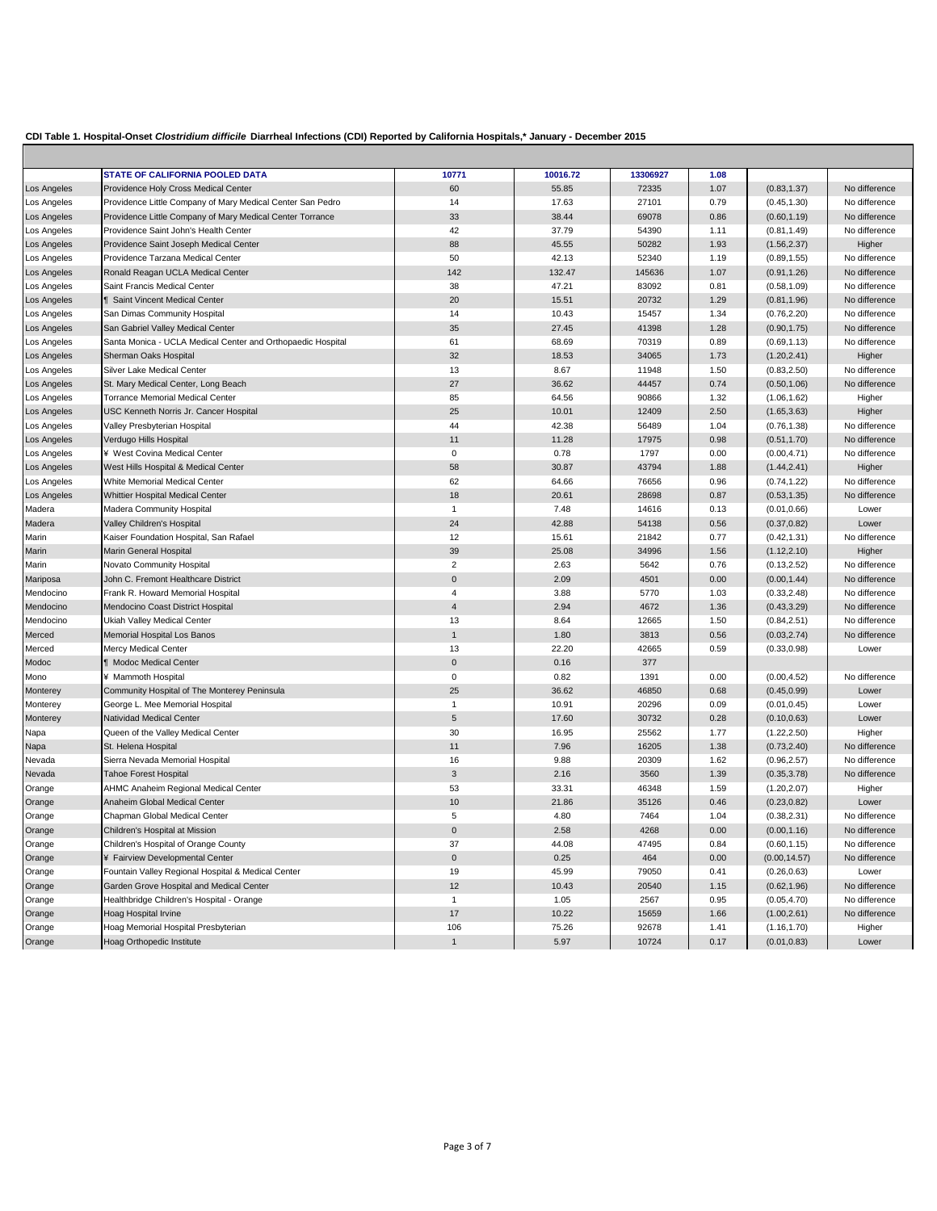**CDI Table 1. Hospital-Onset *Clostridium difficile* Diarrheal Infections (CDI) Reported by California Hospitals,* January - December 2015**

| | | | | | | | |
|---|---|---|---|---|---|---|---|
| | **STATE OF CALIFORNIA POOLED DATA** | **10771** | **10016.72** | **13306927** | **1.08** | | |
| Los Angeles | Providence Holy Cross Medical Center | 60 | 55.85 | 72335 | 1.07 | (0.83,1.37) | No difference |
| Los Angeles | Providence Little Company of Mary Medical Center San Pedro | 14 | 17.63 | 27101 | 0.79 | (0.45,1.30) | No difference |
| Los Angeles | Providence Little Company of Mary Medical Center Torrance | 33 | 38.44 | 69078 | 0.86 | (0.60,1.19) | No difference |
| Los Angeles | Providence Saint John's Health Center | 42 | 37.79 | 54390 | 1.11 | (0.81,1.49) | No difference |
| Los Angeles | Providence Saint Joseph Medical Center | 88 | 45.55 | 50282 | 1.93 | (1.56,2.37) | Higher |
| Los Angeles | Providence Tarzana Medical Center | 50 | 42.13 | 52340 | 1.19 | (0.89,1.55) | No difference |
| Los Angeles | Ronald Reagan UCLA Medical Center | 142 | 132.47 | 145636 | 1.07 | (0.91,1.26) | No difference |
| Los Angeles | Saint Francis Medical Center | 38 | 47.21 | 83092 | 0.81 | (0.58,1.09) | No difference |
| Los Angeles | ¶ Saint Vincent Medical Center | 20 | 15.51 | 20732 | 1.29 | (0.81,1.96) | No difference |
| Los Angeles | San Dimas Community Hospital | 14 | 10.43 | 15457 | 1.34 | (0.76,2.20) | No difference |
| Los Angeles | San Gabriel Valley Medical Center | 35 | 27.45 | 41398 | 1.28 | (0.90,1.75) | No difference |
| Los Angeles | Santa Monica - UCLA Medical Center and Orthopaedic Hospital | 61 | 68.69 | 70319 | 0.89 | (0.69,1.13) | No difference |
| Los Angeles | Sherman Oaks Hospital | 32 | 18.53 | 34065 | 1.73 | (1.20,2.41) | Higher |
| Los Angeles | Silver Lake Medical Center | 13 | 8.67 | 11948 | 1.50 | (0.83,2.50) | No difference |
| Los Angeles | St. Mary Medical Center, Long Beach | 27 | 36.62 | 44457 | 0.74 | (0.50,1.06) | No difference |
| Los Angeles | Torrance Memorial Medical Center | 85 | 64.56 | 90866 | 1.32 | (1.06,1.62) | Higher |
| Los Angeles | USC Kenneth Norris Jr. Cancer Hospital | 25 | 10.01 | 12409 | 2.50 | (1.65,3.63) | Higher |
| Los Angeles | Valley Presbyterian Hospital | 44 | 42.38 | 56489 | 1.04 | (0.76,1.38) | No difference |
| Los Angeles | Verdugo Hills Hospital | 11 | 11.28 | 17975 | 0.98 | (0.51,1.70) | No difference |
| Los Angeles | ¥ West Covina Medical Center | 0 | 0.78 | 1797 | 0.00 | (0.00,4.71) | No difference |
| Los Angeles | West Hills Hospital & Medical Center | 58 | 30.87 | 43794 | 1.88 | (1.44,2.41) | Higher |
| Los Angeles | White Memorial Medical Center | 62 | 64.66 | 76656 | 0.96 | (0.74,1.22) | No difference |
| Los Angeles | Whittier Hospital Medical Center | 18 | 20.61 | 28698 | 0.87 | (0.53,1.35) | No difference |
| Madera | Madera Community Hospital | 1 | 7.48 | 14616 | 0.13 | (0.01,0.66) | Lower |
| Madera | Valley Children's Hospital | 24 | 42.88 | 54138 | 0.56 | (0.37,0.82) | Lower |
| Marin | Kaiser Foundation Hospital, San Rafael | 12 | 15.61 | 21842 | 0.77 | (0.42,1.31) | No difference |
| Marin | Marin General Hospital | 39 | 25.08 | 34996 | 1.56 | (1.12,2.10) | Higher |
| Marin | Novato Community Hospital | 2 | 2.63 | 5642 | 0.76 | (0.13,2.52) | No difference |
| Mariposa | John C. Fremont Healthcare District | 0 | 2.09 | 4501 | 0.00 | (0.00,1.44) | No difference |
| Mendocino | Frank R. Howard Memorial Hospital | 4 | 3.88 | 5770 | 1.03 | (0.33,2.48) | No difference |
| Mendocino | Mendocino Coast District Hospital | 4 | 2.94 | 4672 | 1.36 | (0.43,3.29) | No difference |
| Mendocino | Ukiah Valley Medical Center | 13 | 8.64 | 12665 | 1.50 | (0.84,2.51) | No difference |
| Merced | Memorial Hospital Los Banos | 1 | 1.80 | 3813 | 0.56 | (0.03,2.74) | No difference |
| Merced | Mercy Medical Center | 13 | 22.20 | 42665 | 0.59 | (0.33,0.98) | Lower |
| Modoc | ¶ Modoc Medical Center | 0 | 0.16 | 377 | | | |
| Mono | ¥ Mammoth Hospital | 0 | 0.82 | 1391 | 0.00 | (0.00,4.52) | No difference |
| Monterey | Community Hospital of The Monterey Peninsula | 25 | 36.62 | 46850 | 0.68 | (0.45,0.99) | Lower |
| Monterey | George L. Mee Memorial Hospital | 1 | 10.91 | 20296 | 0.09 | (0.01,0.45) | Lower |
| Monterey | Natividad Medical Center | 5 | 17.60 | 30732 | 0.28 | (0.10,0.63) | Lower |
| Napa | Queen of the Valley Medical Center | 30 | 16.95 | 25562 | 1.77 | (1.22,2.50) | Higher |
| Napa | St. Helena Hospital | 11 | 7.96 | 16205 | 1.38 | (0.73,2.40) | No difference |
| Nevada | Sierra Nevada Memorial Hospital | 16 | 9.88 | 20309 | 1.62 | (0.96,2.57) | No difference |
| Nevada | Tahoe Forest Hospital | 3 | 2.16 | 3560 | 1.39 | (0.35,3.78) | No difference |
| Orange | AHMC Anaheim Regional Medical Center | 53 | 33.31 | 46348 | 1.59 | (1.20,2.07) | Higher |
| Orange | Anaheim Global Medical Center | 10 | 21.86 | 35126 | 0.46 | (0.23,0.82) | Lower |
| Orange | Chapman Global Medical Center | 5 | 4.80 | 7464 | 1.04 | (0.38,2.31) | No difference |
| Orange | Children's Hospital at Mission | 0 | 2.58 | 4268 | 0.00 | (0.00,1.16) | No difference |
| Orange | Children's Hospital of Orange County | 37 | 44.08 | 47495 | 0.84 | (0.60,1.15) | No difference |
| Orange | ¥ Fairview Developmental Center | 0 | 0.25 | 464 | 0.00 | (0.00,14.57) | No difference |
| Orange | Fountain Valley Regional Hospital & Medical Center | 19 | 45.99 | 79050 | 0.41 | (0.26,0.63) | Lower |
| Orange | Garden Grove Hospital and Medical Center | 12 | 10.43 | 20540 | 1.15 | (0.62,1.96) | No difference |
| Orange | Healthbridge Children's Hospital - Orange | 1 | 1.05 | 2567 | 0.95 | (0.05,4.70) | No difference |
| Orange | Hoag Hospital Irvine | 17 | 10.22 | 15659 | 1.66 | (1.00,2.61) | No difference |
| Orange | Hoag Memorial Hospital Presbyterian | 106 | 75.26 | 92678 | 1.41 | (1.16,1.70) | Higher |
| Orange | Hoag Orthopedic Institute | 1 | 5.97 | 10724 | 0.17 | (0.01,0.83) | Lower |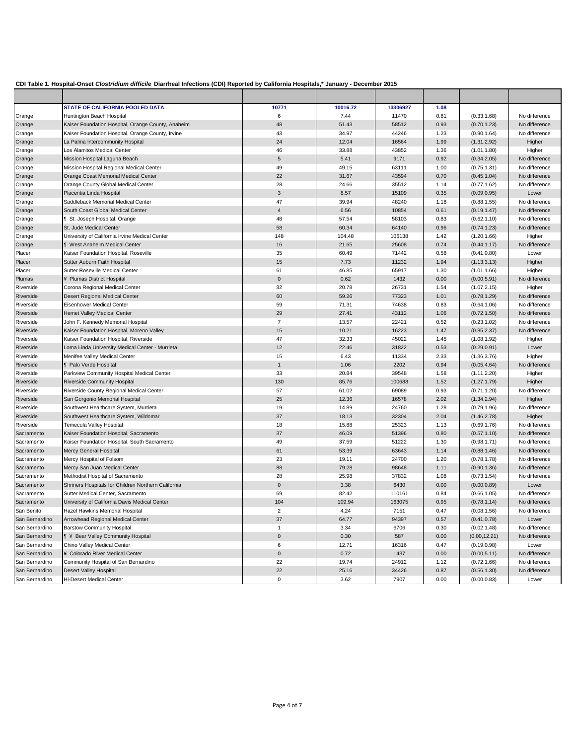**CDI Table 1. Hospital-Onset *Clostridium difficile* Diarrheal Infections (CDI) Reported by California Hospitals,\* January - December 2015**

| | | | | | | | |
|---|---|---|---|---|---|---|---|
| | **STATE OF CALIFORNIA POOLED DATA** | **10771** | **10016.72** | **13306927** | **1.08** | | |
| Orange | Huntington Beach Hospital | 6 | 7.44 | 11470 | 0.81 | (0.33,1.68) | No difference |
| Orange | Kaiser Foundation Hospital, Orange County, Anaheim | 48 | 51.43 | 58512 | 0.93 | (0.70,1.23) | No difference |
| Orange | Kaiser Foundation Hospital, Orange County, Irvine | 43 | 34.97 | 44246 | 1.23 | (0.90,1.64) | No difference |
| Orange | La Palma Intercommunity Hospital | 24 | 12.04 | 16564 | 1.99 | (1.31,2.92) | Higher |
| Orange | Los Alamitos Medical Center | 46 | 33.88 | 43852 | 1.36 | (1.01,1.80) | Higher |
| Orange | Mission Hospital Laguna Beach | 5 | 5.41 | 9171 | 0.92 | (0.34,2.05) | No difference |
| Orange | Mission Hospital Regional Medical Center | 49 | 49.15 | 63111 | 1.00 | (0.75,1.31) | No difference |
| Orange | Orange Coast Memorial Medical Center | 22 | 31.67 | 43594 | 0.70 | (0.45,1.04) | No difference |
| Orange | Orange County Global Medical Center | 28 | 24.66 | 35512 | 1.14 | (0.77,1.62) | No difference |
| Orange | Placentia Linda Hospital | 3 | 8.57 | 15109 | 0.35 | (0.09,0.95) | Lower |
| Orange | Saddleback Memorial Medical Center | 47 | 39.94 | 48240 | 1.18 | (0.88,1.55) | No difference |
| Orange | South Coast Global Medical Center | 4 | 6.56 | 10854 | 0.61 | (0.19,1.47) | No difference |
| Orange | ¶ St. Joseph Hospital, Orange | 48 | 57.54 | 58103 | 0.83 | (0.62,1.10) | No difference |
| Orange | St. Jude Medical Center | 58 | 60.34 | 64140 | 0.96 | (0.74,1.23) | No difference |
| Orange | University of California Irvine Medical Center | 148 | 104.48 | 106138 | 1.42 | (1.20,1.66) | Higher |
| Orange | ¶ West Anaheim Medical Center | 16 | 21.65 | 25608 | 0.74 | (0.44,1.17) | No difference |
| Placer | Kaiser Foundation Hospital, Roseville | 35 | 60.49 | 71442 | 0.58 | (0.41,0.80) | Lower |
| Placer | Sutter Auburn Faith Hospital | 15 | 7.73 | 11232 | 1.94 | (1.13,3.13) | Higher |
| Placer | Sutter Roseville Medical Center | 61 | 46.85 | 65917 | 1.30 | (1.01,1.66) | Higher |
| Plumas | ¥ Plumas District Hospital | 0 | 0.62 | 1432 | 0.00 | (0.00,5.91) | No difference |
| Riverside | Corona Regional Medical Center | 32 | 20.78 | 26731 | 1.54 | (1.07,2.15) | Higher |
| Riverside | Desert Regional Medical Center | 60 | 59.26 | 77323 | 1.01 | (0.78,1.29) | No difference |
| Riverside | Eisenhower Medical Center | 59 | 71.31 | 74638 | 0.83 | (0.64,1.06) | No difference |
| Riverside | Hemet Valley Medical Center | 29 | 27.41 | 43112 | 1.06 | (0.72,1.50) | No difference |
| Riverside | John F. Kennedy Memorial Hospital | 7 | 13.57 | 22421 | 0.52 | (0.23,1.02) | No difference |
| Riverside | Kaiser Foundation Hospital, Moreno Valley | 15 | 10.21 | 16223 | 1.47 | (0.85,2.37) | No difference |
| Riverside | Kaiser Foundation Hospital, Riverside | 47 | 32.33 | 45022 | 1.45 | (1.08,1.92) | Higher |
| Riverside | Loma Linda University Medical Center - Murrieta | 12 | 22.46 | 31822 | 0.53 | (0.29,0.91) | Lower |
| Riverside | Menifee Valley Medical Center | 15 | 6.43 | 11334 | 2.33 | (1.36,3.76) | Higher |
| Riverside | ¶ Palo Verde Hospital | 1 | 1.06 | 2202 | 0.94 | (0.05,4.64) | No difference |
| Riverside | Parkview Community Hospital Medical Center | 33 | 20.84 | 39548 | 1.58 | (1.11,2.20) | Higher |
| Riverside | Riverside Community Hospital | 130 | 85.76 | 100688 | 1.52 | (1.27,1.79) | Higher |
| Riverside | Riverside County Regional Medical Center | 57 | 61.02 | 69089 | 0.93 | (0.71,1.20) | No difference |
| Riverside | San Gorgonio Memorial Hospital | 25 | 12.36 | 16578 | 2.02 | (1.34,2.94) | Higher |
| Riverside | Southwest Healthcare System, Murrieta | 19 | 14.89 | 24760 | 1.28 | (0.79,1.96) | No difference |
| Riverside | Southwest Healthcare System, Wildomar | 37 | 18.13 | 32304 | 2.04 | (1.46,2.78) | Higher |
| Riverside | Temecula Valley Hospital | 18 | 15.88 | 25323 | 1.13 | (0.69,1.76) | No difference |
| Sacramento | Kaiser Foundation Hospital, Sacramento | 37 | 46.09 | 51396 | 0.80 | (0.57,1.10) | No difference |
| Sacramento | Kaiser Foundation Hospital, South Sacramento | 49 | 37.59 | 51222 | 1.30 | (0.98,1.71) | No difference |
| Sacramento | Mercy General Hospital | 61 | 53.39 | 63643 | 1.14 | (0.88,1.46) | No difference |
| Sacramento | Mercy Hospital of Folsom | 23 | 19.11 | 24700 | 1.20 | (0.78,1.78) | No difference |
| Sacramento | Mercy San Juan Medical Center | 88 | 79.28 | 98648 | 1.11 | (0.90,1.36) | No difference |
| Sacramento | Methodist Hospital of Sacramento | 28 | 25.98 | 37832 | 1.08 | (0.73,1.54) | No difference |
| Sacramento | Shriners Hospitals for Children Northern California | 0 | 3.38 | 6430 | 0.00 | (0.00,0.89) | Lower |
| Sacramento | Sutter Medical Center, Sacramento | 69 | 82.42 | 110161 | 0.84 | (0.66,1.05) | No difference |
| Sacramento | University of California Davis Medical Center | 104 | 109.94 | 163075 | 0.95 | (0.78,1.14) | No difference |
| San Benito | Hazel Hawkins Memorial Hospital | 2 | 4.24 | 7151 | 0.47 | (0.08,1.56) | No difference |
| San Bernardino | Arrowhead Regional Medical Center | 37 | 64.77 | 94397 | 0.57 | (0.41,0.78) | Lower |
| San Bernardino | Barstow Community Hospital | 1 | 3.34 | 6706 | 0.30 | (0.02,1.48) | No difference |
| San Bernardino | ¶ ¥ Bear Valley Community Hospital | 0 | 0.30 | 587 | 0.00 | (0.00,12.21) | No difference |
| San Bernardino | Chino Valley Medical Center | 6 | 12.71 | 16316 | 0.47 | (0.19,0.98) | Lower |
| San Bernardino | ¥ Colorado River Medical Center | 0 | 0.72 | 1437 | 0.00 | (0.00,5.11) | No difference |
| San Bernardino | Community Hospital of San Bernardino | 22 | 19.74 | 24912 | 1.12 | (0.72,1.66) | No difference |
| San Bernardino | Desert Valley Hospital | 22 | 25.16 | 34426 | 0.87 | (0.56,1.30) | No difference |
| San Bernardino | Hi-Desert Medical Center | 0 | 3.62 | 7907 | 0.00 | (0.00,0.83) | Lower |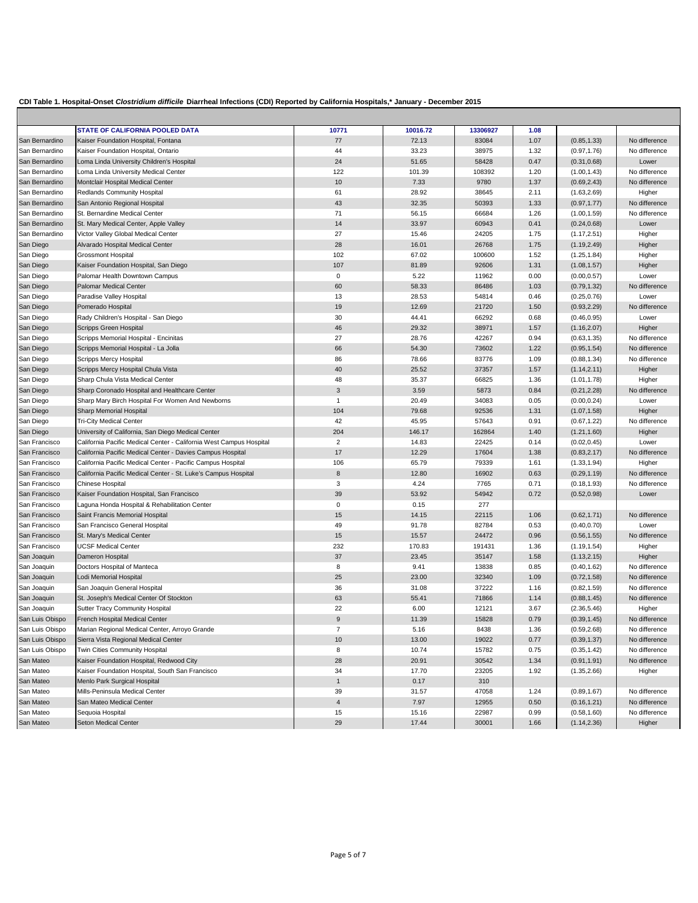**CDI Table 1. Hospital-Onset *Clostridium difficile* Diarrheal Infections (CDI) Reported by California Hospitals,* January - December 2015**

| | | | | | | | |
|---|---|---|---|---|---|---|---|
| | **STATE OF CALIFORNIA POOLED DATA** | **10771** | **10016.72** | **13306927** | **1.08** | | |
| San Bernardino | Kaiser Foundation Hospital, Fontana | 77 | 72.13 | 83084 | 1.07 | (0.85,1.33) | No difference |
| San Bernardino | Kaiser Foundation Hospital, Ontario | 44 | 33.23 | 38975 | 1.32 | (0.97,1.76) | No difference |
| San Bernardino | Loma Linda University Children's Hospital | 24 | 51.65 | 58428 | 0.47 | (0.31,0.68) | Lower |
| San Bernardino | Loma Linda University Medical Center | 122 | 101.39 | 108392 | 1.20 | (1.00,1.43) | No difference |
| San Bernardino | Montclair Hospital Medical Center | 10 | 7.33 | 9780 | 1.37 | (0.69,2.43) | No difference |
| San Bernardino | Redlands Community Hospital | 61 | 28.92 | 38645 | 2.11 | (1.63,2.69) | Higher |
| San Bernardino | San Antonio Regional Hospital | 43 | 32.35 | 50393 | 1.33 | (0.97,1.77) | No difference |
| San Bernardino | St. Bernardine Medical Center | 71 | 56.15 | 66684 | 1.26 | (1.00,1.59) | No difference |
| San Bernardino | St. Mary Medical Center, Apple Valley | 14 | 33.97 | 60943 | 0.41 | (0.24,0.68) | Lower |
| San Bernardino | Victor Valley Global Medical Center | 27 | 15.46 | 24205 | 1.75 | (1.17,2.51) | Higher |
| San Diego | Alvarado Hospital Medical Center | 28 | 16.01 | 26768 | 1.75 | (1.19,2.49) | Higher |
| San Diego | Grossmont Hospital | 102 | 67.02 | 100600 | 1.52 | (1.25,1.84) | Higher |
| San Diego | Kaiser Foundation Hospital, San Diego | 107 | 81.89 | 92606 | 1.31 | (1.08,1.57) | Higher |
| San Diego | Palomar Health Downtown Campus | 0 | 5.22 | 11962 | 0.00 | (0.00,0.57) | Lower |
| San Diego | Palomar Medical Center | 60 | 58.33 | 86486 | 1.03 | (0.79,1.32) | No difference |
| San Diego | Paradise Valley Hospital | 13 | 28.53 | 54814 | 0.46 | (0.25,0.76) | Lower |
| San Diego | Pomerado Hospital | 19 | 12.69 | 21720 | 1.50 | (0.93,2.29) | No difference |
| San Diego | Rady Children's Hospital - San Diego | 30 | 44.41 | 66292 | 0.68 | (0.46,0.95) | Lower |
| San Diego | Scripps Green Hospital | 46 | 29.32 | 38971 | 1.57 | (1.16,2.07) | Higher |
| San Diego | Scripps Memorial Hospital - Encinitas | 27 | 28.76 | 42267 | 0.94 | (0.63,1.35) | No difference |
| San Diego | Scripps Memorial Hospital - La Jolla | 66 | 54.30 | 73602 | 1.22 | (0.95,1.54) | No difference |
| San Diego | Scripps Mercy Hospital | 86 | 78.66 | 83776 | 1.09 | (0.88,1.34) | No difference |
| San Diego | Scripps Mercy Hospital Chula Vista | 40 | 25.52 | 37357 | 1.57 | (1.14,2.11) | Higher |
| San Diego | Sharp Chula Vista Medical Center | 48 | 35.37 | 66825 | 1.36 | (1.01,1.78) | Higher |
| San Diego | Sharp Coronado Hospital and Healthcare Center | 3 | 3.59 | 5873 | 0.84 | (0.21,2.28) | No difference |
| San Diego | Sharp Mary Birch Hospital For Women And Newborns | 1 | 20.49 | 34083 | 0.05 | (0.00,0.24) | Lower |
| San Diego | Sharp Memorial Hospital | 104 | 79.68 | 92536 | 1.31 | (1.07,1.58) | Higher |
| San Diego | Tri-City Medical Center | 42 | 45.95 | 57643 | 0.91 | (0.67,1.22) | No difference |
| San Diego | University of California, San Diego Medical Center | 204 | 146.17 | 162864 | 1.40 | (1.21,1.60) | Higher |
| San Francisco | California Pacific Medical Center - California West Campus Hospital | 2 | 14.83 | 22425 | 0.14 | (0.02,0.45) | Lower |
| San Francisco | California Pacific Medical Center - Davies Campus Hospital | 17 | 12.29 | 17604 | 1.38 | (0.83,2.17) | No difference |
| San Francisco | California Pacific Medical Center - Pacific Campus Hospital | 106 | 65.79 | 79339 | 1.61 | (1.33,1.94) | Higher |
| San Francisco | California Pacific Medical Center - St. Luke's Campus Hospital | 8 | 12.80 | 16902 | 0.63 | (0.29,1.19) | No difference |
| San Francisco | Chinese Hospital | 3 | 4.24 | 7765 | 0.71 | (0.18,1.93) | No difference |
| San Francisco | Kaiser Foundation Hospital, San Francisco | 39 | 53.92 | 54942 | 0.72 | (0.52,0.98) | Lower |
| San Francisco | Laguna Honda Hospital & Rehabilitation Center | 0 | 0.15 | 277 | | | |
| San Francisco | Saint Francis Memorial Hospital | 15 | 14.15 | 22115 | 1.06 | (0.62,1.71) | No difference |
| San Francisco | San Francisco General Hospital | 49 | 91.78 | 82784 | 0.53 | (0.40,0.70) | Lower |
| San Francisco | St. Mary's Medical Center | 15 | 15.57 | 24472 | 0.96 | (0.56,1.55) | No difference |
| San Francisco | UCSF Medical Center | 232 | 170.83 | 191431 | 1.36 | (1.19,1.54) | Higher |
| San Joaquin | Dameron Hospital | 37 | 23.45 | 35147 | 1.58 | (1.13,2.15) | Higher |
| San Joaquin | Doctors Hospital of Manteca | 8 | 9.41 | 13838 | 0.85 | (0.40,1.62) | No difference |
| San Joaquin | Lodi Memorial Hospital | 25 | 23.00 | 32340 | 1.09 | (0.72,1.58) | No difference |
| San Joaquin | San Joaquin General Hospital | 36 | 31.08 | 37222 | 1.16 | (0.82,1.59) | No difference |
| San Joaquin | St. Joseph's Medical Center Of Stockton | 63 | 55.41 | 71866 | 1.14 | (0.88,1.45) | No difference |
| San Joaquin | Sutter Tracy Community Hospital | 22 | 6.00 | 12121 | 3.67 | (2.36,5.46) | Higher |
| San Luis Obispo | French Hospital Medical Center | 9 | 11.39 | 15828 | 0.79 | (0.39,1.45) | No difference |
| San Luis Obispo | Marian Regional Medical Center, Arroyo Grande | 7 | 5.16 | 8438 | 1.36 | (0.59,2.68) | No difference |
| San Luis Obispo | Sierra Vista Regional Medical Center | 10 | 13.00 | 19022 | 0.77 | (0.39,1.37) | No difference |
| San Luis Obispo | Twin Cities Community Hospital | 8 | 10.74 | 15782 | 0.75 | (0.35,1.42) | No difference |
| San Mateo | Kaiser Foundation Hospital, Redwood City | 28 | 20.91 | 30542 | 1.34 | (0.91,1.91) | No difference |
| San Mateo | Kaiser Foundation Hospital, South San Francisco | 34 | 17.70 | 23205 | 1.92 | (1.35,2.66) | Higher |
| San Mateo | Menlo Park Surgical Hospital | 1 | 0.17 | 310 | | | |
| San Mateo | Mills-Peninsula Medical Center | 39 | 31.57 | 47058 | 1.24 | (0.89,1.67) | No difference |
| San Mateo | San Mateo Medical Center | 4 | 7.97 | 12955 | 0.50 | (0.16,1.21) | No difference |
| San Mateo | Sequoia Hospital | 15 | 15.16 | 22987 | 0.99 | (0.58,1.60) | No difference |
| San Mateo | Seton Medical Center | 29 | 17.44 | 30001 | 1.66 | (1.14,2.36) | Higher |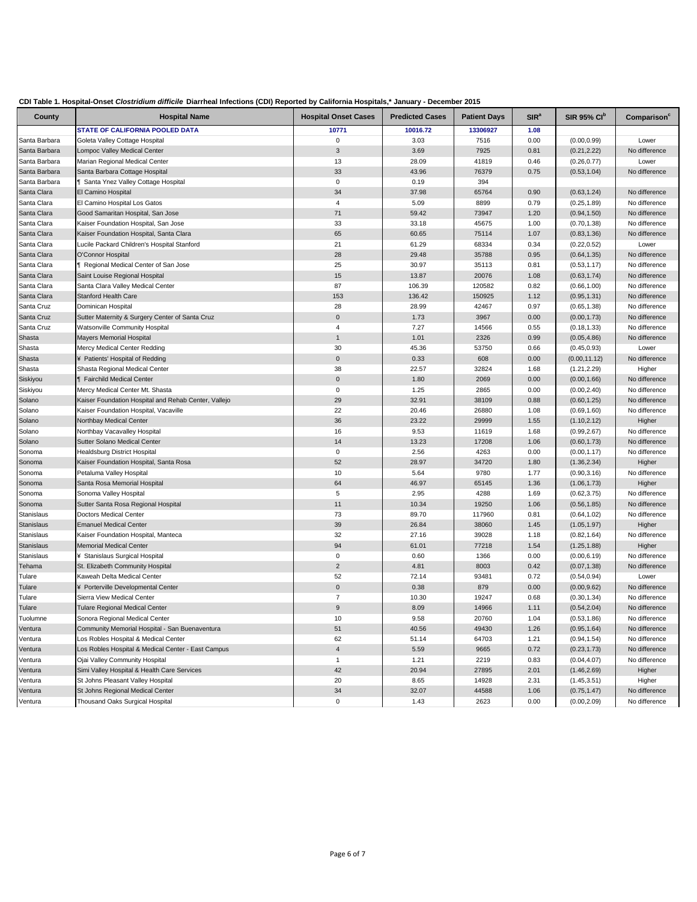**CDI Table 1. Hospital-Onset *Clostridium difficile* Diarrheal Infections (CDI) Reported by California Hospitals,\* January - December 2015**

| County | Hospital Name | Hospital Onset Cases | Predicted Cases | Patient Days | SIR[a] | SIR 95% CI[b] | Comparison[c] |
|---|---|---|---|---|---|---|---|
| | **STATE OF CALIFORNIA POOLED DATA** | **10771** | **10016.72** | **13306927** | **1.08** | | |
| Santa Barbara | Goleta Valley Cottage Hospital | 0 | 3.03 | 7516 | 0.00 | (0.00,0.99) | Lower |
| Santa Barbara | Lompoc Valley Medical Center | 3 | 3.69 | 7925 | 0.81 | (0.21,2.22) | No difference |
| Santa Barbara | Marian Regional Medical Center | 13 | 28.09 | 41819 | 0.46 | (0.26,0.77) | Lower |
| Santa Barbara | Santa Barbara Cottage Hospital | 33 | 43.96 | 76379 | 0.75 | (0.53,1.04) | No difference |
| Santa Barbara | ¶ Santa Ynez Valley Cottage Hospital | 0 | 0.19 | 394 | | | |
| Santa Clara | El Camino Hospital | 34 | 37.98 | 65764 | 0.90 | (0.63,1.24) | No difference |
| Santa Clara | El Camino Hospital Los Gatos | 4 | 5.09 | 8899 | 0.79 | (0.25,1.89) | No difference |
| Santa Clara | Good Samaritan Hospital, San Jose | 71 | 59.42 | 73947 | 1.20 | (0.94,1.50) | No difference |
| Santa Clara | Kaiser Foundation Hospital, San Jose | 33 | 33.18 | 45675 | 1.00 | (0.70,1.38) | No difference |
| Santa Clara | Kaiser Foundation Hospital, Santa Clara | 65 | 60.65 | 75114 | 1.07 | (0.83,1.36) | No difference |
| Santa Clara | Lucile Packard Children's Hospital Stanford | 21 | 61.29 | 68334 | 0.34 | (0.22,0.52) | Lower |
| Santa Clara | O'Connor Hospital | 28 | 29.48 | 35788 | 0.95 | (0.64,1.35) | No difference |
| Santa Clara | ¶ Regional Medical Center of San Jose | 25 | 30.97 | 35113 | 0.81 | (0.53,1.17) | No difference |
| Santa Clara | Saint Louise Regional Hospital | 15 | 13.87 | 20076 | 1.08 | (0.63,1.74) | No difference |
| Santa Clara | Santa Clara Valley Medical Center | 87 | 106.39 | 120582 | 0.82 | (0.66,1.00) | No difference |
| Santa Clara | Stanford Health Care | 153 | 136.42 | 150925 | 1.12 | (0.95,1.31) | No difference |
| Santa Cruz | Dominican Hospital | 28 | 28.99 | 42467 | 0.97 | (0.65,1.38) | No difference |
| Santa Cruz | Sutter Maternity & Surgery Center of Santa Cruz | 0 | 1.73 | 3967 | 0.00 | (0.00,1.73) | No difference |
| Santa Cruz | Watsonville Community Hospital | 4 | 7.27 | 14566 | 0.55 | (0.18,1.33) | No difference |
| Shasta | Mayers Memorial Hospital | 1 | 1.01 | 2326 | 0.99 | (0.05,4.86) | No difference |
| Shasta | Mercy Medical Center Redding | 30 | 45.36 | 53750 | 0.66 | (0.45,0.93) | Lower |
| Shasta | ¥ Patients' Hospital of Redding | 0 | 0.33 | 608 | 0.00 | (0.00,11.12) | No difference |
| Shasta | Shasta Regional Medical Center | 38 | 22.57 | 32824 | 1.68 | (1.21,2.29) | Higher |
| Siskiyou | ¶ Fairchild Medical Center | 0 | 1.80 | 2069 | 0.00 | (0.00,1.66) | No difference |
| Siskiyou | Mercy Medical Center Mt. Shasta | 0 | 1.25 | 2865 | 0.00 | (0.00,2.40) | No difference |
| Solano | Kaiser Foundation Hospital and Rehab Center, Vallejo | 29 | 32.91 | 38109 | 0.88 | (0.60,1.25) | No difference |
| Solano | Kaiser Foundation Hospital, Vacaville | 22 | 20.46 | 26880 | 1.08 | (0.69,1.60) | No difference |
| Solano | Northbay Medical Center | 36 | 23.22 | 29999 | 1.55 | (1.10,2.12) | Higher |
| Solano | Northbay Vacavalley Hospital | 16 | 9.53 | 11619 | 1.68 | (0.99,2.67) | No difference |
| Solano | Sutter Solano Medical Center | 14 | 13.23 | 17208 | 1.06 | (0.60,1.73) | No difference |
| Sonoma | Healdsburg District Hospital | 0 | 2.56 | 4263 | 0.00 | (0.00,1.17) | No difference |
| Sonoma | Kaiser Foundation Hospital, Santa Rosa | 52 | 28.97 | 34720 | 1.80 | (1.36,2.34) | Higher |
| Sonoma | Petaluma Valley Hospital | 10 | 5.64 | 9780 | 1.77 | (0.90,3.16) | No difference |
| Sonoma | Santa Rosa Memorial Hospital | 64 | 46.97 | 65145 | 1.36 | (1.06,1.73) | Higher |
| Sonoma | Sonoma Valley Hospital | 5 | 2.95 | 4288 | 1.69 | (0.62,3.75) | No difference |
| Sonoma | Sutter Santa Rosa Regional Hospital | 11 | 10.34 | 19250 | 1.06 | (0.56,1.85) | No difference |
| Stanislaus | Doctors Medical Center | 73 | 89.70 | 117960 | 0.81 | (0.64,1.02) | No difference |
| Stanislaus | Emanuel Medical Center | 39 | 26.84 | 38060 | 1.45 | (1.05,1.97) | Higher |
| Stanislaus | Kaiser Foundation Hospital, Manteca | 32 | 27.16 | 39028 | 1.18 | (0.82,1.64) | No difference |
| Stanislaus | Memorial Medical Center | 94 | 61.01 | 77218 | 1.54 | (1.25,1.88) | Higher |
| Stanislaus | ¥ Stanislaus Surgical Hospital | 0 | 0.60 | 1366 | 0.00 | (0.00,6.19) | No difference |
| Tehama | St. Elizabeth Community Hospital | 2 | 4.81 | 8003 | 0.42 | (0.07,1.38) | No difference |
| Tulare | Kaweah Delta Medical Center | 52 | 72.14 | 93481 | 0.72 | (0.54,0.94) | Lower |
| Tulare | ¥ Porterville Developmental Center | 0 | 0.38 | 879 | 0.00 | (0.00,9.62) | No difference |
| Tulare | Sierra View Medical Center | 7 | 10.30 | 19247 | 0.68 | (0.30,1.34) | No difference |
| Tulare | Tulare Regional Medical Center | 9 | 8.09 | 14966 | 1.11 | (0.54,2.04) | No difference |
| Tuolumne | Sonora Regional Medical Center | 10 | 9.58 | 20760 | 1.04 | (0.53,1.86) | No difference |
| Ventura | Community Memorial Hospital - San Buenaventura | 51 | 40.56 | 49430 | 1.26 | (0.95,1.64) | No difference |
| Ventura | Los Robles Hospital & Medical Center | 62 | 51.14 | 64703 | 1.21 | (0.94,1.54) | No difference |
| Ventura | Los Robles Hospital & Medical Center - East Campus | 4 | 5.59 | 9665 | 0.72 | (0.23,1.73) | No difference |
| Ventura | Ojai Valley Community Hospital | 1 | 1.21 | 2219 | 0.83 | (0.04,4.07) | No difference |
| Ventura | Simi Valley Hospital & Health Care Services | 42 | 20.94 | 27895 | 2.01 | (1.46,2.69) | Higher |
| Ventura | St Johns Pleasant Valley Hospital | 20 | 8.65 | 14928 | 2.31 | (1.45,3.51) | Higher |
| Ventura | St Johns Regional Medical Center | 34 | 32.07 | 44588 | 1.06 | (0.75,1.47) | No difference |
| Ventura | Thousand Oaks Surgical Hospital | 0 | 1.43 | 2623 | 0.00 | (0.00,2.09) | No difference |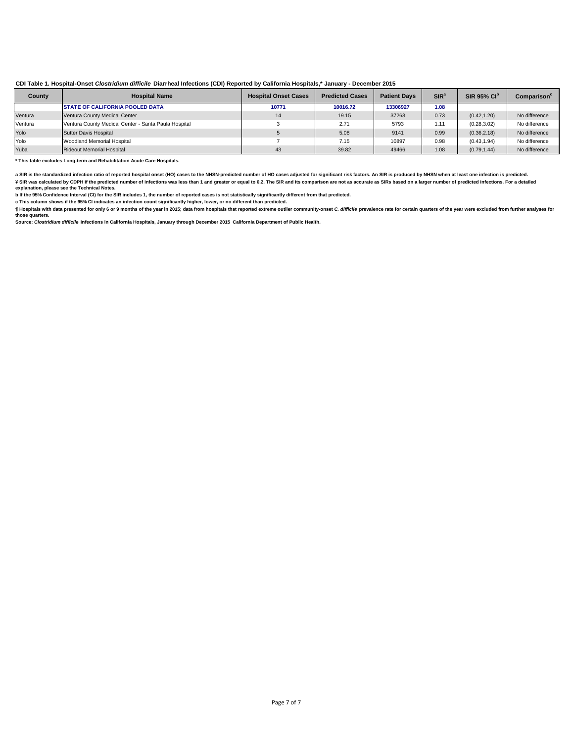**CDI Table 1. Hospital-Onset *Clostridium difficile* Diarrheal Infections (CDI) Reported by California Hospitals,* January - December 2015**

| County | Hospital Name | Hospital Onset Cases | Predicted Cases | Patient Days | SIR[a] | SIR 95% CI[b] | Comparison[c] |
|---|---|---|---|---|---|---|---|
| | **STATE OF CALIFORNIA POOLED DATA** | **10771** | **10016.72** | **13306927** | **1.08** | | |
| Ventura | Ventura County Medical Center | 14 | 19.15 | 37263 | 0.73 | (0.42,1.20) | No difference |
| Ventura | Ventura County Medical Center - Santa Paula Hospital | 3 | 2.71 | 5793 | 1.11 | (0.28,3.02) | No difference |
| Yolo | Sutter Davis Hospital | 5 | 5.08 | 9141 | 0.99 | (0.36,2.18) | No difference |
| Yolo | Woodland Memorial Hospital | 7 | 7.15 | 10897 | 0.98 | (0.43,1.94) | No difference |
| Yuba | Rideout Memorial Hospital | 43 | 39.82 | 49466 | 1.08 | (0.79,1.44) | No difference |

**\* This table excludes Long-term and Rehabilitation Acute Care Hospitals.**

**a SIR is the standardized infection ratio of reported hospital onset (HO) cases to the NHSN-predicted number of HO cases adjusted for significant risk factors. An SIR is produced by NHSN when at least one infection is predicted.**

**¥ SIR was calculated by CDPH if the predicted number of infections was less than 1 and greater or equal to 0.2. The SIR and its comparison are not as accurate as SIRs based on a larger number of predicted infections. For a detailed explanation, please see the Technical Notes.**

**b If the 95% Confidence Interval (CI) for the SIR includes 1, the number of reported cases is not statistically significantly different from that predicted.**

**c This column shows if the 95% CI indicates an infection count significantly higher, lower, or no different than predicted.**

**¶ Hospitals with data presented for only 6 or 9 months of the year in 2015; data from hospitals that reported extreme outlier community-onset *C. difficile* prevalence rate for certain quarters of the year were excluded from further analyses for those quarters.**

**Source: *Clostridium difficile* Infections in California Hospitals, January through December 2015 California Department of Public Health.**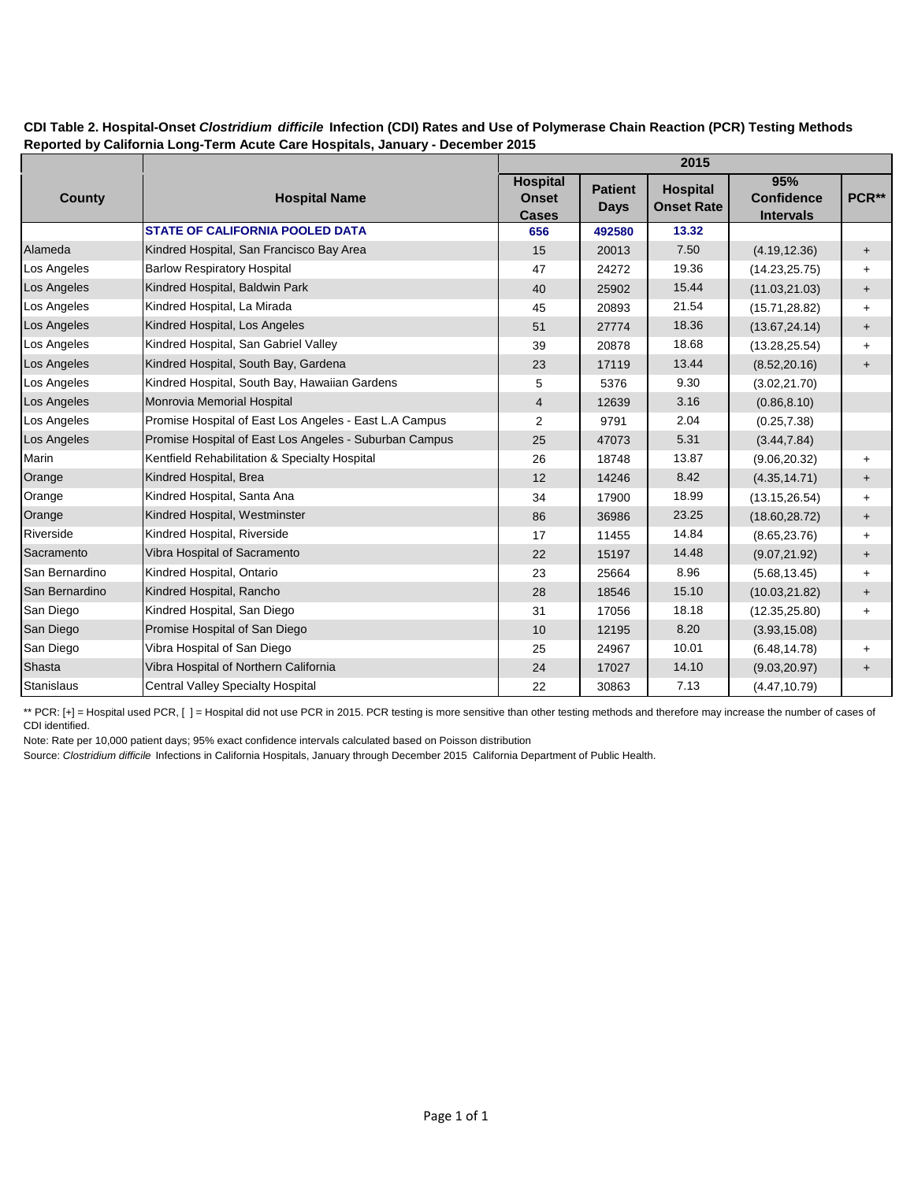**CDI Table 2. Hospital-Onset *Clostridium difficile* Infection (CDI) Rates and Use of Polymerase Chain Reaction (PCR) Testing Methods Reported by California Long-Term Acute Care Hospitals, January - December 2015**

| County | Hospital Name | 2015 | | | | |
|---|---|---|---|---|---|---|
| | | Hospital Onset Cases | Patient Days | Hospital Onset Rate | 95% Confidence Intervals | PCR** |
| | **STATE OF CALIFORNIA POOLED DATA** | **656** | **492580** | **13.32** | | |
| Alameda | Kindred Hospital, San Francisco Bay Area | 15 | 20013 | 7.50 | (4.19,12.36) | + |
| Los Angeles | Barlow Respiratory Hospital | 47 | 24272 | 19.36 | (14.23,25.75) | + |
| Los Angeles | Kindred Hospital, Baldwin Park | 40 | 25902 | 15.44 | (11.03,21.03) | + |
| Los Angeles | Kindred Hospital, La Mirada | 45 | 20893 | 21.54 | (15.71,28.82) | + |
| Los Angeles | Kindred Hospital, Los Angeles | 51 | 27774 | 18.36 | (13.67,24.14) | + |
| Los Angeles | Kindred Hospital, San Gabriel Valley | 39 | 20878 | 18.68 | (13.28,25.54) | + |
| Los Angeles | Kindred Hospital, South Bay, Gardena | 23 | 17119 | 13.44 | (8.52,20.16) | + |
| Los Angeles | Kindred Hospital, South Bay, Hawaiian Gardens | 5 | 5376 | 9.30 | (3.02,21.70) | |
| Los Angeles | Monrovia Memorial Hospital | 4 | 12639 | 3.16 | (0.86,8.10) | |
| Los Angeles | Promise Hospital of East Los Angeles - East L.A Campus | 2 | 9791 | 2.04 | (0.25,7.38) | |
| Los Angeles | Promise Hospital of East Los Angeles - Suburban Campus | 25 | 47073 | 5.31 | (3.44,7.84) | |
| Marin | Kentfield Rehabilitation & Specialty Hospital | 26 | 18748 | 13.87 | (9.06,20.32) | + |
| Orange | Kindred Hospital, Brea | 12 | 14246 | 8.42 | (4.35,14.71) | + |
| Orange | Kindred Hospital, Santa Ana | 34 | 17900 | 18.99 | (13.15,26.54) | + |
| Orange | Kindred Hospital, Westminster | 86 | 36986 | 23.25 | (18.60,28.72) | + |
| Riverside | Kindred Hospital, Riverside | 17 | 11455 | 14.84 | (8.65,23.76) | + |
| Sacramento | Vibra Hospital of Sacramento | 22 | 15197 | 14.48 | (9.07,21.92) | + |
| San Bernardino | Kindred Hospital, Ontario | 23 | 25664 | 8.96 | (5.68,13.45) | + |
| San Bernardino | Kindred Hospital, Rancho | 28 | 18546 | 15.10 | (10.03,21.82) | + |
| San Diego | Kindred Hospital, San Diego | 31 | 17056 | 18.18 | (12.35,25.80) | + |
| San Diego | Promise Hospital of San Diego | 10 | 12195 | 8.20 | (3.93,15.08) | |
| San Diego | Vibra Hospital of San Diego | 25 | 24967 | 10.01 | (6.48,14.78) | + |
| Shasta | Vibra Hospital of Northern California | 24 | 17027 | 14.10 | (9.03,20.97) | + |
| Stanislaus | Central Valley Specialty Hospital | 22 | 30863 | 7.13 | (4.47,10.79) | |

** PCR: [+] = Hospital used PCR, [ ] = Hospital did not use PCR in 2015. PCR testing is more sensitive than other testing methods and therefore may increase the number of cases of CDI identified.

Note: Rate per 10,000 patient days; 95% exact confidence intervals calculated based on Poisson distribution

Source: *Clostridium difficile* Infections in California Hospitals, January through December 2015 California Department of Public Health.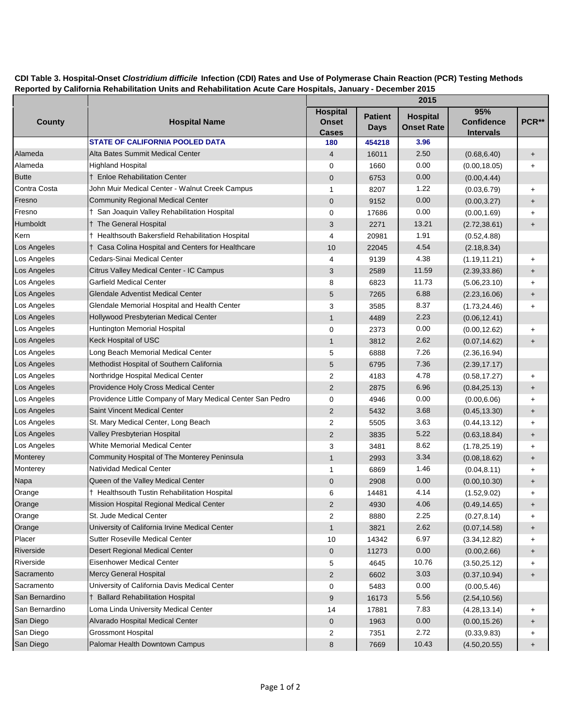**CDI Table 3. Hospital-Onset *Clostridium difficile* Infection (CDI) Rates and Use of Polymerase Chain Reaction (PCR) Testing Methods Reported by California Rehabilitation Units and Rehabilitation Acute Care Hospitals, January - December 2015**

| County | Hospital Name | 2015 | | | | |
|---|---|---|---|---|---|---|
| | | Hospital Onset Cases | Patient Days | Hospital Onset Rate | 95% Confidence Intervals | PCR** |
| | **STATE OF CALIFORNIA POOLED DATA** | **180** | **454218** | **3.96** | | |
| Alameda | Alta Bates Summit Medical Center | 4 | 16011 | 2.50 | (0.68,6.40) | + |
| Alameda | Highland Hospital | 0 | 1660 | 0.00 | (0.00,18.05) | + |
| Butte | † Enloe Rehabilitation Center | 0 | 6753 | 0.00 | (0.00,4.44) | |
| Contra Costa | John Muir Medical Center - Walnut Creek Campus | 1 | 8207 | 1.22 | (0.03,6.79) | + |
| Fresno | Community Regional Medical Center | 0 | 9152 | 0.00 | (0.00,3.27) | + |
| Fresno | † San Joaquin Valley Rehabilitation Hospital | 0 | 17686 | 0.00 | (0.00,1.69) | + |
| Humboldt | † The General Hospital | 3 | 2271 | 13.21 | (2.72,38.61) | + |
| Kern | † Healthsouth Bakersfield Rehabilitation Hospital | 4 | 20981 | 1.91 | (0.52,4.88) | |
| Los Angeles | † Casa Colina Hospital and Centers for Healthcare | 10 | 22045 | 4.54 | (2.18,8.34) | |
| Los Angeles | Cedars-Sinai Medical Center | 4 | 9139 | 4.38 | (1.19,11.21) | + |
| Los Angeles | Citrus Valley Medical Center - IC Campus | 3 | 2589 | 11.59 | (2.39,33.86) | + |
| Los Angeles | Garfield Medical Center | 8 | 6823 | 11.73 | (5.06,23.10) | + |
| Los Angeles | Glendale Adventist Medical Center | 5 | 7265 | 6.88 | (2.23,16.06) | + |
| Los Angeles | Glendale Memorial Hospital and Health Center | 3 | 3585 | 8.37 | (1.73,24.46) | + |
| Los Angeles | Hollywood Presbyterian Medical Center | 1 | 4489 | 2.23 | (0.06,12.41) | |
| Los Angeles | Huntington Memorial Hospital | 0 | 2373 | 0.00 | (0.00,12.62) | + |
| Los Angeles | Keck Hospital of USC | 1 | 3812 | 2.62 | (0.07,14.62) | + |
| Los Angeles | Long Beach Memorial Medical Center | 5 | 6888 | 7.26 | (2.36,16.94) | |
| Los Angeles | Methodist Hospital of Southern California | 5 | 6795 | 7.36 | (2.39,17.17) | |
| Los Angeles | Northridge Hospital Medical Center | 2 | 4183 | 4.78 | (0.58,17.27) | + |
| Los Angeles | Providence Holy Cross Medical Center | 2 | 2875 | 6.96 | (0.84,25.13) | + |
| Los Angeles | Providence Little Company of Mary Medical Center San Pedro | 0 | 4946 | 0.00 | (0.00,6.06) | + |
| Los Angeles | Saint Vincent Medical Center | 2 | 5432 | 3.68 | (0.45,13.30) | + |
| Los Angeles | St. Mary Medical Center, Long Beach | 2 | 5505 | 3.63 | (0.44,13.12) | + |
| Los Angeles | Valley Presbyterian Hospital | 2 | 3835 | 5.22 | (0.63,18.84) | + |
| Los Angeles | White Memorial Medical Center | 3 | 3481 | 8.62 | (1.78,25.19) | + |
| Monterey | Community Hospital of The Monterey Peninsula | 1 | 2993 | 3.34 | (0.08,18.62) | + |
| Monterey | Natividad Medical Center | 1 | 6869 | 1.46 | (0.04,8.11) | + |
| Napa | Queen of the Valley Medical Center | 0 | 2908 | 0.00 | (0.00,10.30) | + |
| Orange | † Healthsouth Tustin Rehabilitation Hospital | 6 | 14481 | 4.14 | (1.52,9.02) | + |
| Orange | Mission Hospital Regional Medical Center | 2 | 4930 | 4.06 | (0.49,14.65) | + |
| Orange | St. Jude Medical Center | 2 | 8880 | 2.25 | (0.27,8.14) | + |
| Orange | University of California Irvine Medical Center | 1 | 3821 | 2.62 | (0.07,14.58) | + |
| Placer | Sutter Roseville Medical Center | 10 | 14342 | 6.97 | (3.34,12.82) | + |
| Riverside | Desert Regional Medical Center | 0 | 11273 | 0.00 | (0.00,2.66) | + |
| Riverside | Eisenhower Medical Center | 5 | 4645 | 10.76 | (3.50,25.12) | + |
| Sacramento | Mercy General Hospital | 2 | 6602 | 3.03 | (0.37,10.94) | + |
| Sacramento | University of California Davis Medical Center | 0 | 5483 | 0.00 | (0.00,5.46) | |
| San Bernardino | † Ballard Rehabilitation Hospital | 9 | 16173 | 5.56 | (2.54,10.56) | |
| San Bernardino | Loma Linda University Medical Center | 14 | 17881 | 7.83 | (4.28,13.14) | + |
| San Diego | Alvarado Hospital Medical Center | 0 | 1963 | 0.00 | (0.00,15.26) | + |
| San Diego | Grossmont Hospital | 2 | 7351 | 2.72 | (0.33,9.83) | + |
| San Diego | Palomar Health Downtown Campus | 8 | 7669 | 10.43 | (4.50,20.55) | + |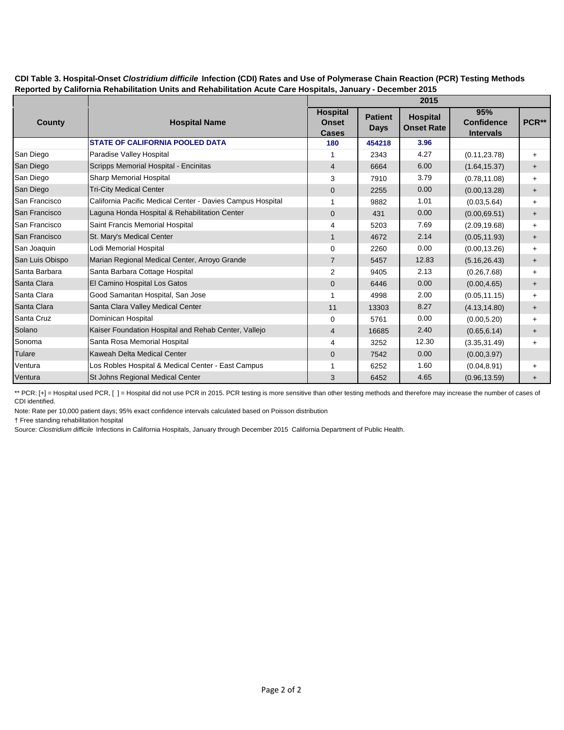**CDI Table 3. Hospital-Onset *Clostridium difficile* Infection (CDI) Rates and Use of Polymerase Chain Reaction (PCR) Testing Methods Reported by California Rehabilitation Units and Rehabilitation Acute Care Hospitals, January - December 2015**

| County | Hospital Name | 2015 | | | | |
|---|---|---|---|---|---|---|
| | | Hospital Onset Cases | Patient Days | Hospital Onset Rate | 95% Confidence Intervals | PCR** |
| | **STATE OF CALIFORNIA POOLED DATA** | **180** | **454218** | **3.96** | | |
| San Diego | Paradise Valley Hospital | 1 | 2343 | 4.27 | (0.11,23.78) | + |
| San Diego | Scripps Memorial Hospital - Encinitas | 4 | 6664 | 6.00 | (1.64,15.37) | + |
| San Diego | Sharp Memorial Hospital | 3 | 7910 | 3.79 | (0.78,11.08) | + |
| San Diego | Tri-City Medical Center | 0 | 2255 | 0.00 | (0.00,13.28) | + |
| San Francisco | California Pacific Medical Center - Davies Campus Hospital | 1 | 9882 | 1.01 | (0.03,5.64) | + |
| San Francisco | Laguna Honda Hospital & Rehabilitation Center | 0 | 431 | 0.00 | (0.00,69.51) | + |
| San Francisco | Saint Francis Memorial Hospital | 4 | 5203 | 7.69 | (2.09,19.68) | + |
| San Francisco | St. Mary's Medical Center | 1 | 4672 | 2.14 | (0.05,11.93) | + |
| San Joaquin | Lodi Memorial Hospital | 0 | 2260 | 0.00 | (0.00,13.26) | + |
| San Luis Obispo | Marian Regional Medical Center, Arroyo Grande | 7 | 5457 | 12.83 | (5.16,26.43) | + |
| Santa Barbara | Santa Barbara Cottage Hospital | 2 | 9405 | 2.13 | (0.26,7.68) | + |
| Santa Clara | El Camino Hospital Los Gatos | 0 | 6446 | 0.00 | (0.00,4.65) | + |
| Santa Clara | Good Samaritan Hospital, San Jose | 1 | 4998 | 2.00 | (0.05,11.15) | + |
| Santa Clara | Santa Clara Valley Medical Center | 11 | 13303 | 8.27 | (4.13,14.80) | + |
| Santa Cruz | Dominican Hospital | 0 | 5761 | 0.00 | (0.00,5.20) | + |
| Solano | Kaiser Foundation Hospital and Rehab Center, Vallejo | 4 | 16685 | 2.40 | (0.65,6.14) | + |
| Sonoma | Santa Rosa Memorial Hospital | 4 | 3252 | 12.30 | (3.35,31.49) | + |
| Tulare | Kaweah Delta Medical Center | 0 | 7542 | 0.00 | (0.00,3.97) | |
| Ventura | Los Robles Hospital & Medical Center - East Campus | 1 | 6252 | 1.60 | (0.04,8.91) | + |
| Ventura | St Johns Regional Medical Center | 3 | 6452 | 4.65 | (0.96,13.59) | + |

** PCR: [+] = Hospital used PCR, [ ] = Hospital did not use PCR in 2015. PCR testing is more sensitive than other testing methods and therefore may increase the number of cases of CDI identified.

Note: Rate per 10,000 patient days; 95% exact confidence intervals calculated based on Poisson distribution

† Free standing rehabilitation hospital

Source: *Clostridium difficile* Infections in California Hospitals, January through December 2015 California Department of Public Health.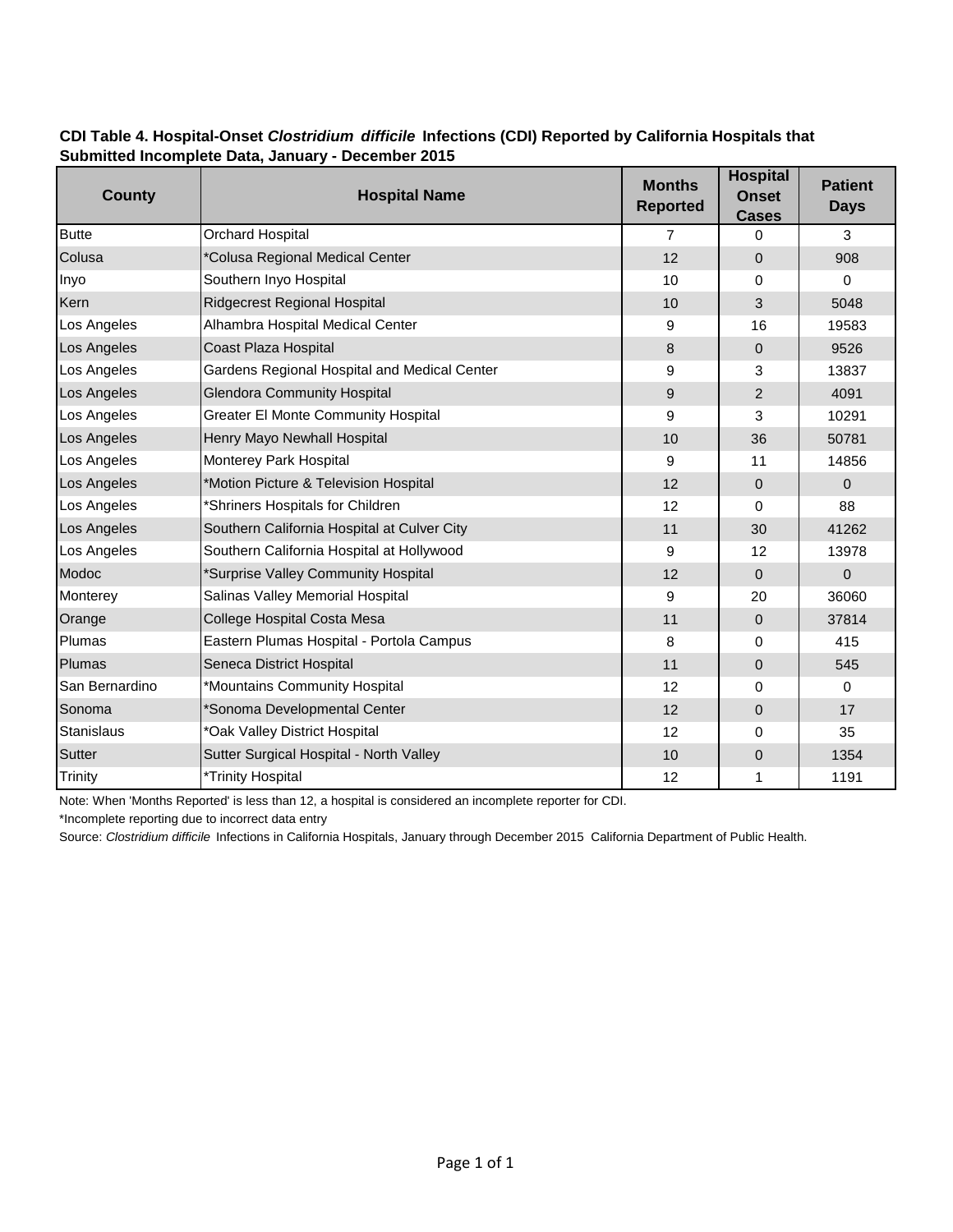**CDI Table 4. Hospital-Onset *Clostridium difficile* Infections (CDI) Reported by California Hospitals that Submitted Incomplete Data, January - December 2015**

| County | Hospital Name | Months Reported | Hospital Onset Cases | Patient Days |
|---|---|---|---|---|
| Butte | Orchard Hospital | 7 | 0 | 3 |
| Colusa | *Colusa Regional Medical Center | 12 | 0 | 908 |
| Inyo | Southern Inyo Hospital | 10 | 0 | 0 |
| Kern | Ridgecrest Regional Hospital | 10 | 3 | 5048 |
| Los Angeles | Alhambra Hospital Medical Center | 9 | 16 | 19583 |
| Los Angeles | Coast Plaza Hospital | 8 | 0 | 9526 |
| Los Angeles | Gardens Regional Hospital and Medical Center | 9 | 3 | 13837 |
| Los Angeles | Glendora Community Hospital | 9 | 2 | 4091 |
| Los Angeles | Greater El Monte Community Hospital | 9 | 3 | 10291 |
| Los Angeles | Henry Mayo Newhall Hospital | 10 | 36 | 50781 |
| Los Angeles | Monterey Park Hospital | 9 | 11 | 14856 |
| Los Angeles | *Motion Picture & Television Hospital | 12 | 0 | 0 |
| Los Angeles | *Shriners Hospitals for Children | 12 | 0 | 88 |
| Los Angeles | Southern California Hospital at Culver City | 11 | 30 | 41262 |
| Los Angeles | Southern California Hospital at Hollywood | 9 | 12 | 13978 |
| Modoc | *Surprise Valley Community Hospital | 12 | 0 | 0 |
| Monterey | Salinas Valley Memorial Hospital | 9 | 20 | 36060 |
| Orange | College Hospital Costa Mesa | 11 | 0 | 37814 |
| Plumas | Eastern Plumas Hospital - Portola Campus | 8 | 0 | 415 |
| Plumas | Seneca District Hospital | 11 | 0 | 545 |
| San Bernardino | *Mountains Community Hospital | 12 | 0 | 0 |
| Sonoma | *Sonoma Developmental Center | 12 | 0 | 17 |
| Stanislaus | *Oak Valley District Hospital | 12 | 0 | 35 |
| Sutter | Sutter Surgical Hospital - North Valley | 10 | 0 | 1354 |
| Trinity | *Trinity Hospital | 12 | 1 | 1191 |

Note: When 'Months Reported' is less than 12, a hospital is considered an incomplete reporter for CDI.

*Incomplete reporting due to incorrect data entry

Source: *Clostridium difficile* Infections in California Hospitals, January through December 2015 California Department of Public Health.